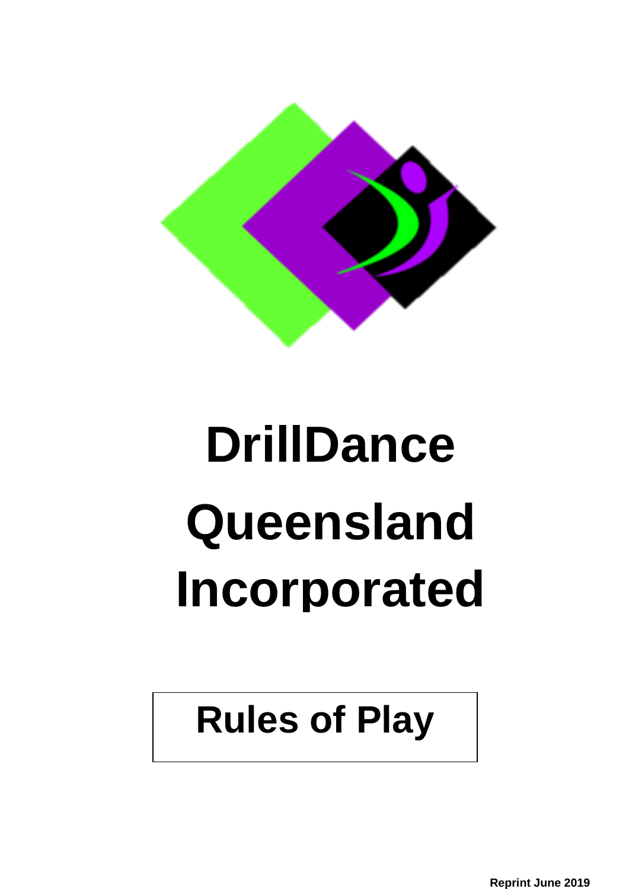# DrillDance Queensland Incorporated

## Rules of Play

**Reprint June 2019**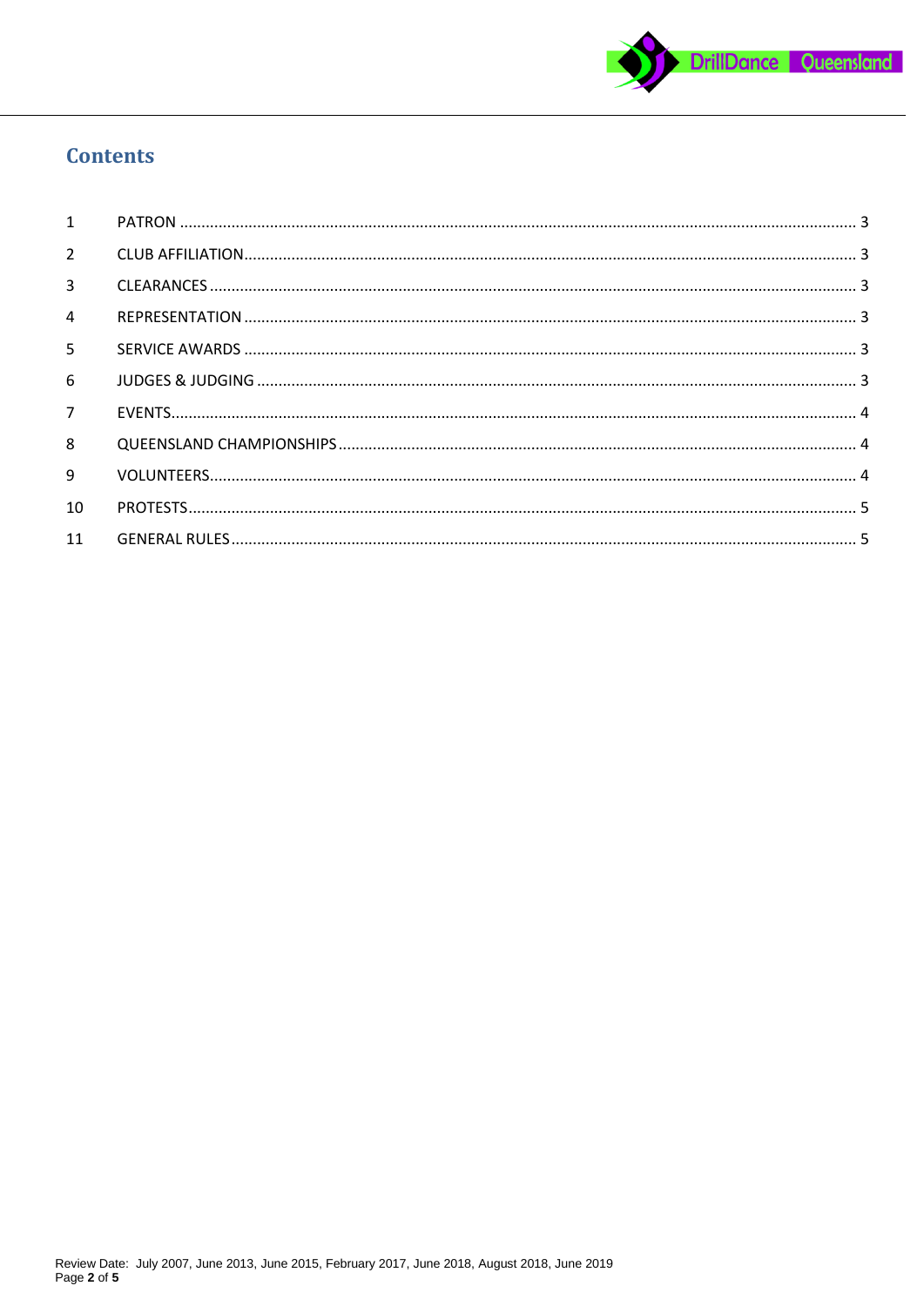# Contents

| | | |
|---|---|---|
| 1 | PATRON | 3 |
| 2 | CLUB AFFILIATION | 3 |
| 3 | CLEARANCES | 3 |
| 4 | REPRESENTATION | 3 |
| 5 | SERVICE AWARDS | 3 |
| 6 | JUDGES & JUDGING | 3 |
| 7 | EVENTS | 4 |
| 8 | QUEENSLAND CHAMPIONSHIPS | 4 |
| 9 | VOLUNTEERS | 4 |
| 10 | PROTESTS | 5 |
| 11 | GENERAL RULES | 5 |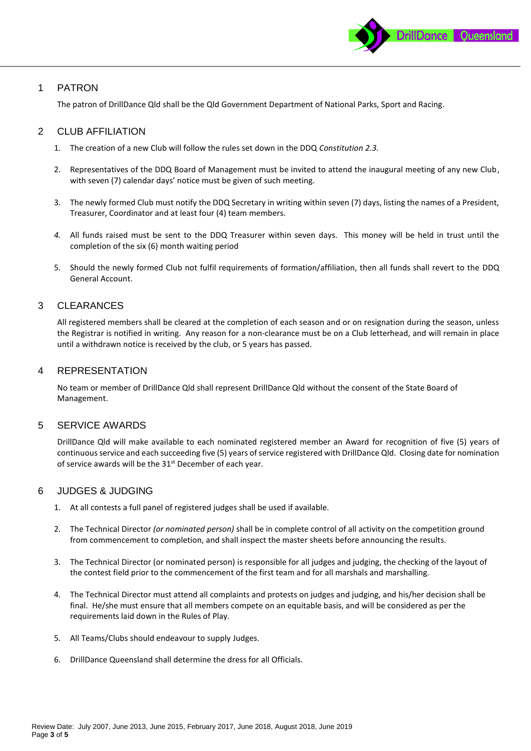## 1 PATRON

The patron of DrillDance Qld shall be the Qld Government Department of National Parks, Sport and Racing.

## 2 CLUB AFFILIATION

1. The creation of a new Club will follow the rules set down in the DDQ *Constitution 2.3.*

2. Representatives of the DDQ Board of Management must be invited to attend the inaugural meeting of any new Club, with seven (7) calendar days' notice must be given of such meeting.

3. The newly formed Club must notify the DDQ Secretary in writing within seven (7) days, listing the names of a President, Treasurer, Coordinator and at least four (4) team members.

4. All funds raised must be sent to the DDQ Treasurer within seven days. This money will be held in trust until the completion of the six (6) month waiting period

5. Should the newly formed Club not fulfil requirements of formation/affiliation, then all funds shall revert to the DDQ General Account.

## 3 CLEARANCES

All registered members shall be cleared at the completion of each season and or on resignation during the season, unless the Registrar is notified in writing. Any reason for a non-clearance must be on a Club letterhead, and will remain in place until a withdrawn notice is received by the club, or 5 years has passed.

## 4 REPRESENTATION

No team or member of DrillDance Qld shall represent DrillDance Qld without the consent of the State Board of Management.

## 5 SERVICE AWARDS

DrillDance Qld will make available to each nominated registered member an Award for recognition of five (5) years of continuous service and each succeeding five (5) years of service registered with DrillDance Qld. Closing date for nomination of service awards will be the 31st December of each year.

## 6 JUDGES & JUDGING

1. At all contests a full panel of registered judges shall be used if available.

2. The Technical Director *(or nominated person)* shall be in complete control of all activity on the competition ground from commencement to completion, and shall inspect the master sheets before announcing the results.

3. The Technical Director (or nominated person) is responsible for all judges and judging, the checking of the layout of the contest field prior to the commencement of the first team and for all marshals and marshalling.

4. The Technical Director must attend all complaints and protests on judges and judging, and his/her decision shall be final. He/she must ensure that all members compete on an equitable basis, and will be considered as per the requirements laid down in the Rules of Play.

5. All Teams/Clubs should endeavour to supply Judges.

6. DrillDance Queensland shall determine the dress for all Officials.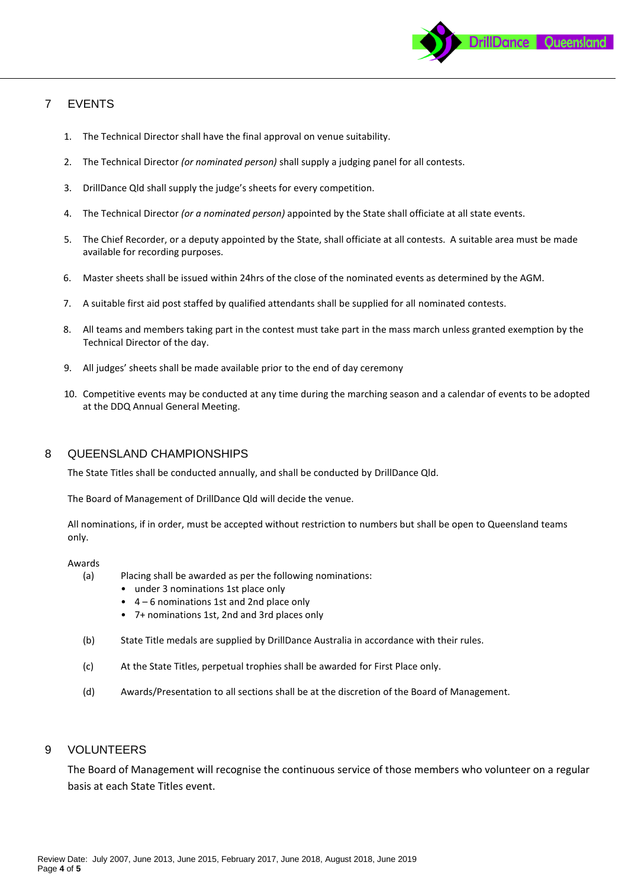## 7 EVENTS

1. The Technical Director shall have the final approval on venue suitability.

2. The Technical Director *(or nominated person)* shall supply a judging panel for all contests.

3. DrillDance Qld shall supply the judge's sheets for every competition.

4. The Technical Director *(or a nominated person)* appointed by the State shall officiate at all state events.

5. The Chief Recorder, or a deputy appointed by the State, shall officiate at all contests. A suitable area must be made available for recording purposes.

6. Master sheets shall be issued within 24hrs of the close of the nominated events as determined by the AGM.

7. A suitable first aid post staffed by qualified attendants shall be supplied for all nominated contests.

8. All teams and members taking part in the contest must take part in the mass march unless granted exemption by the Technical Director of the day.

9. All judges' sheets shall be made available prior to the end of day ceremony

10. Competitive events may be conducted at any time during the marching season and a calendar of events to be adopted at the DDQ Annual General Meeting.

## 8 QUEENSLAND CHAMPIONSHIPS

The State Titles shall be conducted annually, and shall be conducted by DrillDance Qld.

The Board of Management of DrillDance Qld will decide the venue.

All nominations, if in order, must be accepted without restriction to numbers but shall be open to Queensland teams only.

Awards

(a) Placing shall be awarded as per the following nominations:
- under 3 nominations 1st place only
- 4 – 6 nominations 1st and 2nd place only
- 7+ nominations 1st, 2nd and 3rd places only

(b) State Title medals are supplied by DrillDance Australia in accordance with their rules.

(c) At the State Titles, perpetual trophies shall be awarded for First Place only.

(d) Awards/Presentation to all sections shall be at the discretion of the Board of Management.

## 9 VOLUNTEERS

The Board of Management will recognise the continuous service of those members who volunteer on a regular basis at each State Titles event.

Review Date: July 2007, June 2013, June 2015, February 2017, June 2018, August 2018, June 2019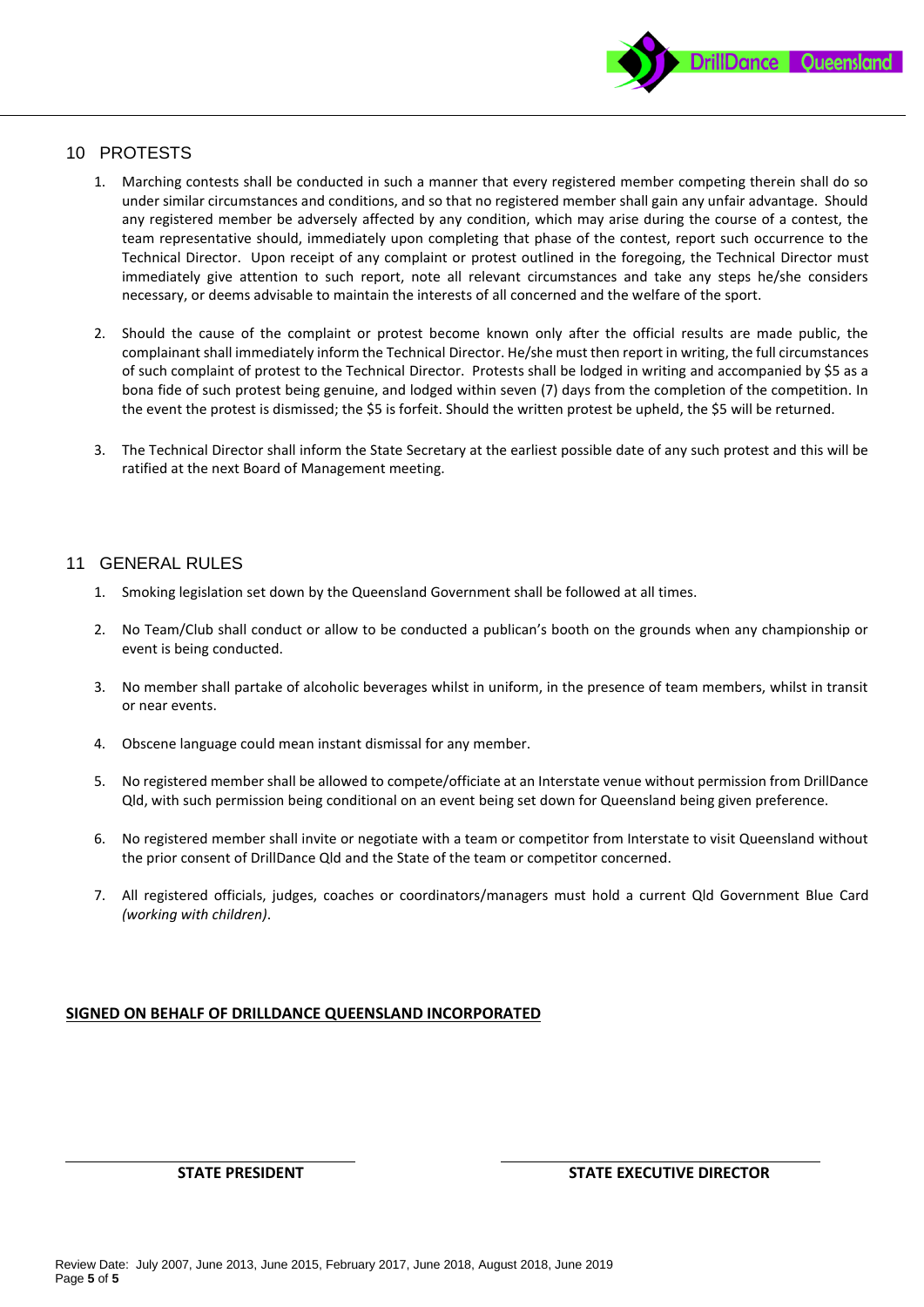## 10 PROTESTS

1. Marching contests shall be conducted in such a manner that every registered member competing therein shall do so under similar circumstances and conditions, and so that no registered member shall gain any unfair advantage. Should any registered member be adversely affected by any condition, which may arise during the course of a contest, the team representative should, immediately upon completing that phase of the contest, report such occurrence to the Technical Director. Upon receipt of any complaint or protest outlined in the foregoing, the Technical Director must immediately give attention to such report, note all relevant circumstances and take any steps he/she considers necessary, or deems advisable to maintain the interests of all concerned and the welfare of the sport.

2. Should the cause of the complaint or protest become known only after the official results are made public, the complainant shall immediately inform the Technical Director. He/she must then report in writing, the full circumstances of such complaint of protest to the Technical Director. Protests shall be lodged in writing and accompanied by $5 as a bona fide of such protest being genuine, and lodged within seven (7) days from the completion of the competition. In the event the protest is dismissed; the $5 is forfeit. Should the written protest be upheld, the $5 will be returned.

3. The Technical Director shall inform the State Secretary at the earliest possible date of any such protest and this will be ratified at the next Board of Management meeting.

## 11 GENERAL RULES

1. Smoking legislation set down by the Queensland Government shall be followed at all times.

2. No Team/Club shall conduct or allow to be conducted a publican's booth on the grounds when any championship or event is being conducted.

3. No member shall partake of alcoholic beverages whilst in uniform, in the presence of team members, whilst in transit or near events.

4. Obscene language could mean instant dismissal for any member.

5. No registered member shall be allowed to compete/officiate at an Interstate venue without permission from DrillDance Qld, with such permission being conditional on an event being set down for Queensland being given preference.

6. No registered member shall invite or negotiate with a team or competitor from Interstate to visit Queensland without the prior consent of DrillDance Qld and the State of the team or competitor concerned.

7. All registered officials, judges, coaches or coordinators/managers must hold a current Qld Government Blue Card *(working with children)*.

**SIGNED ON BEHALF OF DRILLDANCE QUEENSLAND INCORPORATED**

**STATE PRESIDENT**

**STATE EXECUTIVE DIRECTOR**

Review Date: July 2007, June 2013, June 2015, February 2017, June 2018, August 2018, June 2019